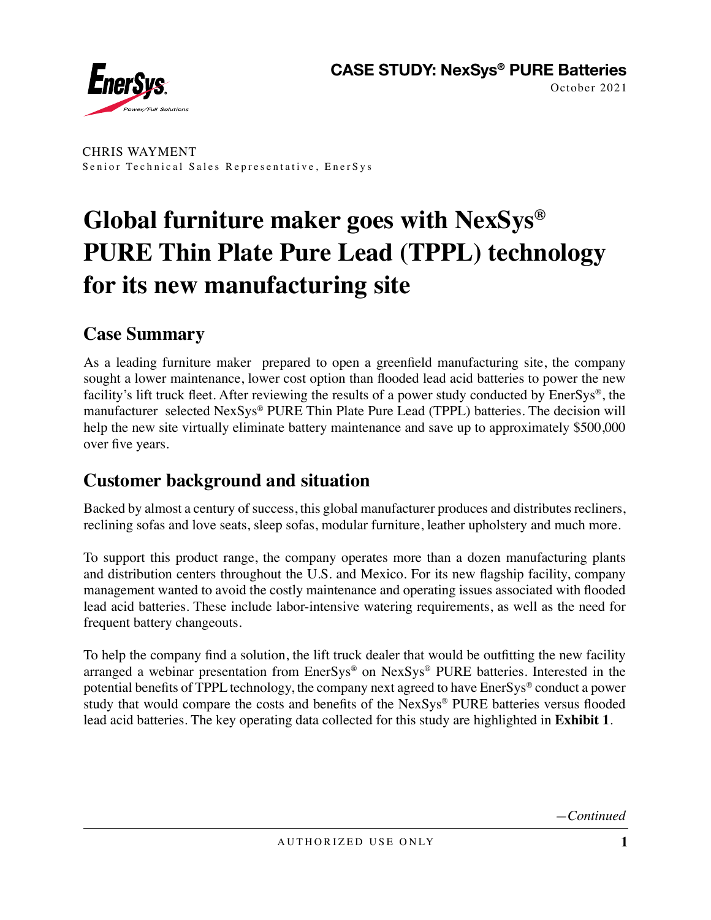**CASE STUDY: NexSys® PURE Batteries**
October 2021

CHRIS WAYMENT
Senior Technical Sales Representative, EnerSys

# Global furniture maker goes with NexSys® PURE Thin Plate Pure Lead (TPPL) technology for its new manufacturing site

## Case Summary

As a leading furniture maker prepared to open a greenfield manufacturing site, the company sought a lower maintenance, lower cost option than flooded lead acid batteries to power the new facility's lift truck fleet. After reviewing the results of a power study conducted by EnerSys®, the manufacturer selected NexSys® PURE Thin Plate Pure Lead (TPPL) batteries. The decision will help the new site virtually eliminate battery maintenance and save up to approximately $500,000 over five years.

## Customer background and situation

Backed by almost a century of success, this global manufacturer produces and distributes recliners, reclining sofas and love seats, sleep sofas, modular furniture, leather upholstery and much more.

To support this product range, the company operates more than a dozen manufacturing plants and distribution centers throughout the U.S. and Mexico. For its new flagship facility, company management wanted to avoid the costly maintenance and operating issues associated with flooded lead acid batteries. These include labor-intensive watering requirements, as well as the need for frequent battery changeouts.

To help the company find a solution, the lift truck dealer that would be outfitting the new facility arranged a webinar presentation from EnerSys® on NexSys® PURE batteries. Interested in the potential benefits of TPPL technology, the company next agreed to have EnerSys® conduct a power study that would compare the costs and benefits of the NexSys® PURE batteries versus flooded lead acid batteries. The key operating data collected for this study are highlighted in **Exhibit 1**.

*—Continued*

AUTHORIZED USE ONLY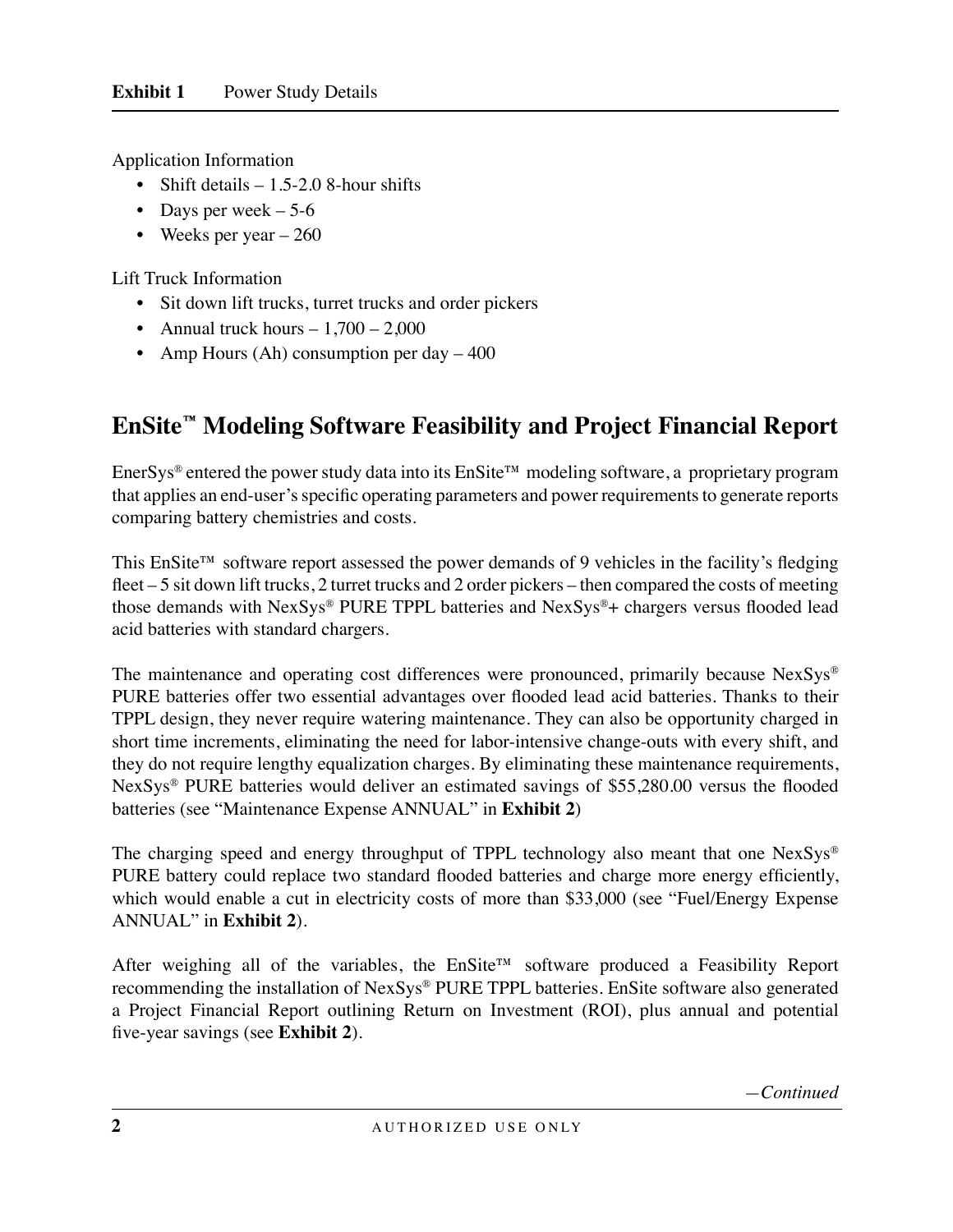**Exhibit 1** Power Study Details

Application Information

- Shift details – 1.5-2.0 8-hour shifts
- Days per week – 5-6
- Weeks per year – 260

Lift Truck Information

- Sit down lift trucks, turret trucks and order pickers
- Annual truck hours – 1,700 – 2,000
- Amp Hours (Ah) consumption per day – 400

## EnSite™ Modeling Software Feasibility and Project Financial Report

EnerSys® entered the power study data into its EnSite™ modeling software, a proprietary program that applies an end-user's specific operating parameters and power requirements to generate reports comparing battery chemistries and costs.

This EnSite™ software report assessed the power demands of 9 vehicles in the facility's fledging fleet – 5 sit down lift trucks, 2 turret trucks and 2 order pickers – then compared the costs of meeting those demands with NexSys® PURE TPPL batteries and NexSys®+ chargers versus flooded lead acid batteries with standard chargers.

The maintenance and operating cost differences were pronounced, primarily because NexSys® PURE batteries offer two essential advantages over flooded lead acid batteries. Thanks to their TPPL design, they never require watering maintenance. They can also be opportunity charged in short time increments, eliminating the need for labor-intensive change-outs with every shift, and they do not require lengthy equalization charges. By eliminating these maintenance requirements, NexSys® PURE batteries would deliver an estimated savings of $55,280.00 versus the flooded batteries (see "Maintenance Expense ANNUAL" in **Exhibit 2**)

The charging speed and energy throughput of TPPL technology also meant that one NexSys® PURE battery could replace two standard flooded batteries and charge more energy efficiently, which would enable a cut in electricity costs of more than $33,000 (see "Fuel/Energy Expense ANNUAL" in **Exhibit 2**).

After weighing all of the variables, the EnSite™ software produced a Feasibility Report recommending the installation of NexSys® PURE TPPL batteries. EnSite software also generated a Project Financial Report outlining Return on Investment (ROI), plus annual and potential five-year savings (see **Exhibit 2**).

*—Continued*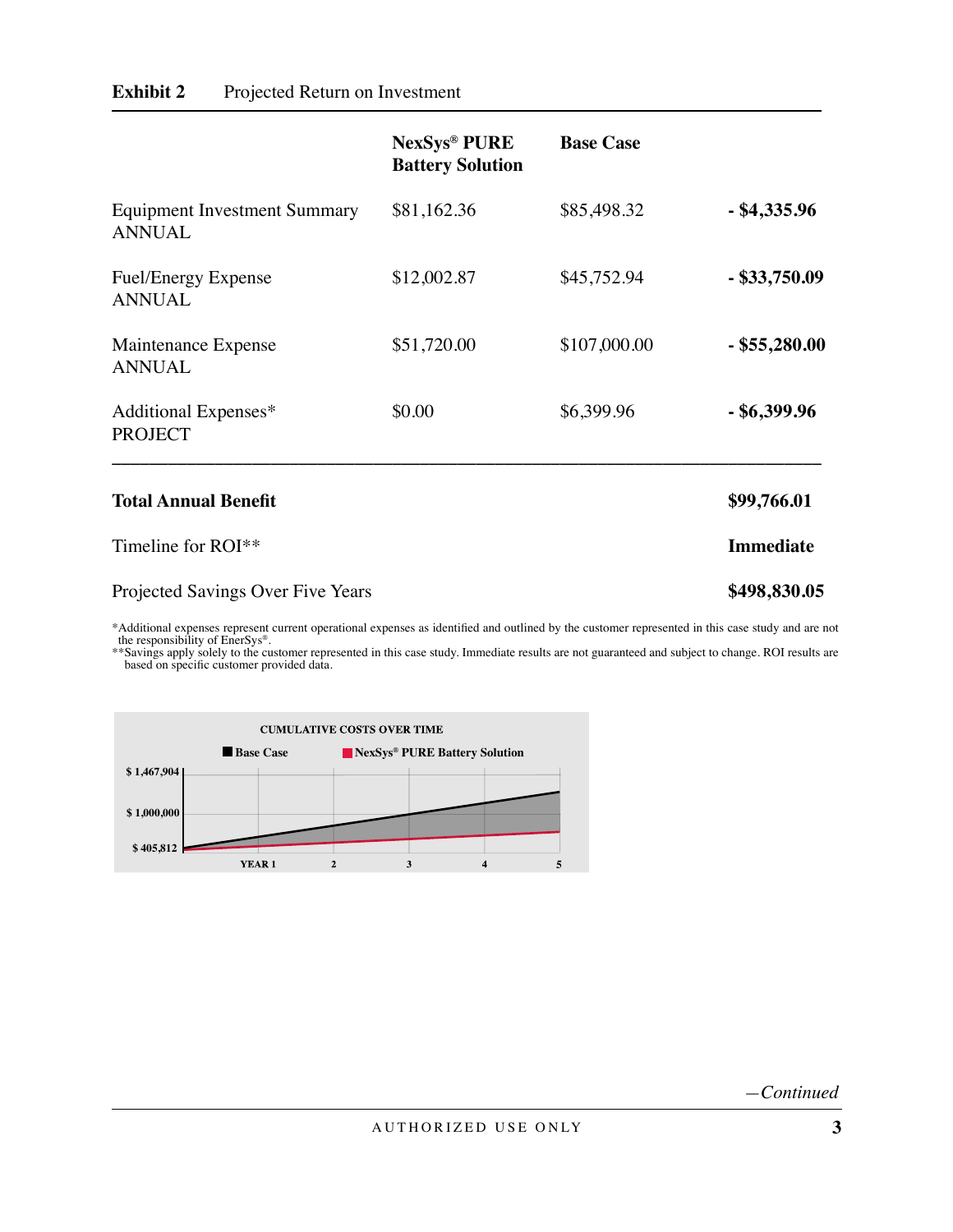**Exhibit 2** Projected Return on Investment

| | NexSys® PURE Battery Solution | Base Case | |
|---|---|---|---|
| Equipment Investment Summary ANNUAL | $81,162.36 | $85,498.32 | **- $4,335.96** |
| Fuel/Energy Expense ANNUAL | $12,002.87 | $45,752.94 | **- $33,750.09** |
| Maintenance Expense ANNUAL | $51,720.00 | $107,000.00 | **- $55,280.00** |
| Additional Expenses* PROJECT | $0.00 | $6,399.96 | **- $6,399.96** |
| **Total Annual Benefit** | | | **$99,766.01** |
| Timeline for ROI** | | | **Immediate** |
| Projected Savings Over Five Years | | | **$498,830.05** |

*Additional expenses represent current operational expenses as identified and outlined by the customer represented in this case study and are not the responsibility of EnerSys®.
**Savings apply solely to the customer represented in this case study. Immediate results are not guaranteed and subject to change. ROI results are based on specific customer provided data.

CUMULATIVE COSTS OVER TIME

■ Base Case ■ NexSys® PURE Battery Solution

$ 1,467,904
$ 1,000,000
$ 405,812

YEAR 1 2 3 4 5

*—Continued*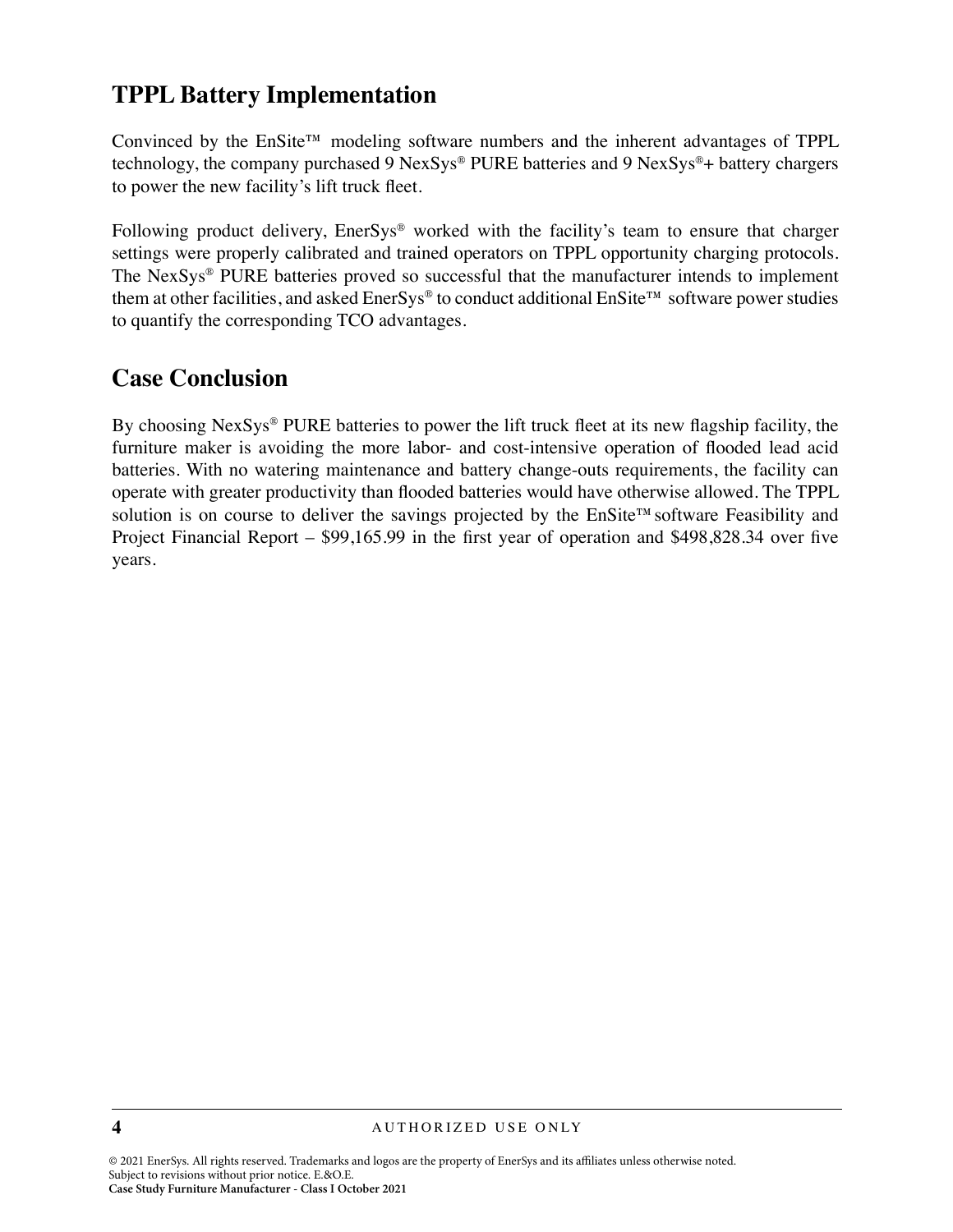## TPPL Battery Implementation

Convinced by the EnSite™ modeling software numbers and the inherent advantages of TPPL technology, the company purchased 9 NexSys® PURE batteries and 9 NexSys®+ battery chargers to power the new facility's lift truck fleet.

Following product delivery, EnerSys® worked with the facility's team to ensure that charger settings were properly calibrated and trained operators on TPPL opportunity charging protocols. The NexSys® PURE batteries proved so successful that the manufacturer intends to implement them at other facilities, and asked EnerSys® to conduct additional EnSite™ software power studies to quantify the corresponding TCO advantages.

## Case Conclusion

By choosing NexSys® PURE batteries to power the lift truck fleet at its new flagship facility, the furniture maker is avoiding the more labor- and cost-intensive operation of flooded lead acid batteries. With no watering maintenance and battery change-outs requirements, the facility can operate with greater productivity than flooded batteries would have otherwise allowed. The TPPL solution is on course to deliver the savings projected by the EnSite™ software Feasibility and Project Financial Report – $99,165.99 in the first year of operation and $498,828.34 over five years.

AUTHORIZED USE ONLY

© 2021 EnerSys. All rights reserved. Trademarks and logos are the property of EnerSys and its affiliates unless otherwise noted.
Subject to revisions without prior notice. E.&O.E.
**Case Study Furniture Manufacturer - Class I October 2021**